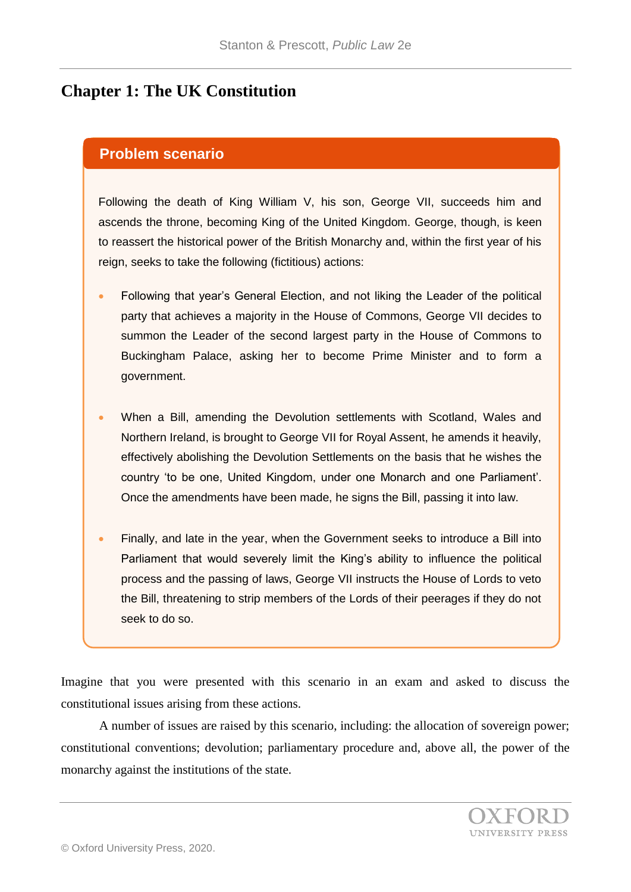# Chapter 1: The UK Constitution

## Problem scenario

Following the death of King William V, his son, George VII, succeeds him and ascends the throne, becoming King of the United Kingdom. George, though, is keen to reassert the historical power of the British Monarchy and, within the first year of his reign, seeks to take the following (fictitious) actions:

- Following that year's General Election, and not liking the Leader of the political party that achieves a majority in the House of Commons, George VII decides to summon the Leader of the second largest party in the House of Commons to Buckingham Palace, asking her to become Prime Minister and to form a government.
- When a Bill, amending the Devolution settlements with Scotland, Wales and Northern Ireland, is brought to George VII for Royal Assent, he amends it heavily, effectively abolishing the Devolution Settlements on the basis that he wishes the country 'to be one, United Kingdom, under one Monarch and one Parliament'. Once the amendments have been made, he signs the Bill, passing it into law.
- Finally, and late in the year, when the Government seeks to introduce a Bill into Parliament that would severely limit the King's ability to influence the political process and the passing of laws, George VII instructs the House of Lords to veto the Bill, threatening to strip members of the Lords of their peerages if they do not seek to do so.

Imagine that you were presented with this scenario in an exam and asked to discuss the constitutional issues arising from these actions.

A number of issues are raised by this scenario, including: the allocation of sovereign power; constitutional conventions; devolution; parliamentary procedure and, above all, the power of the monarchy against the institutions of the state.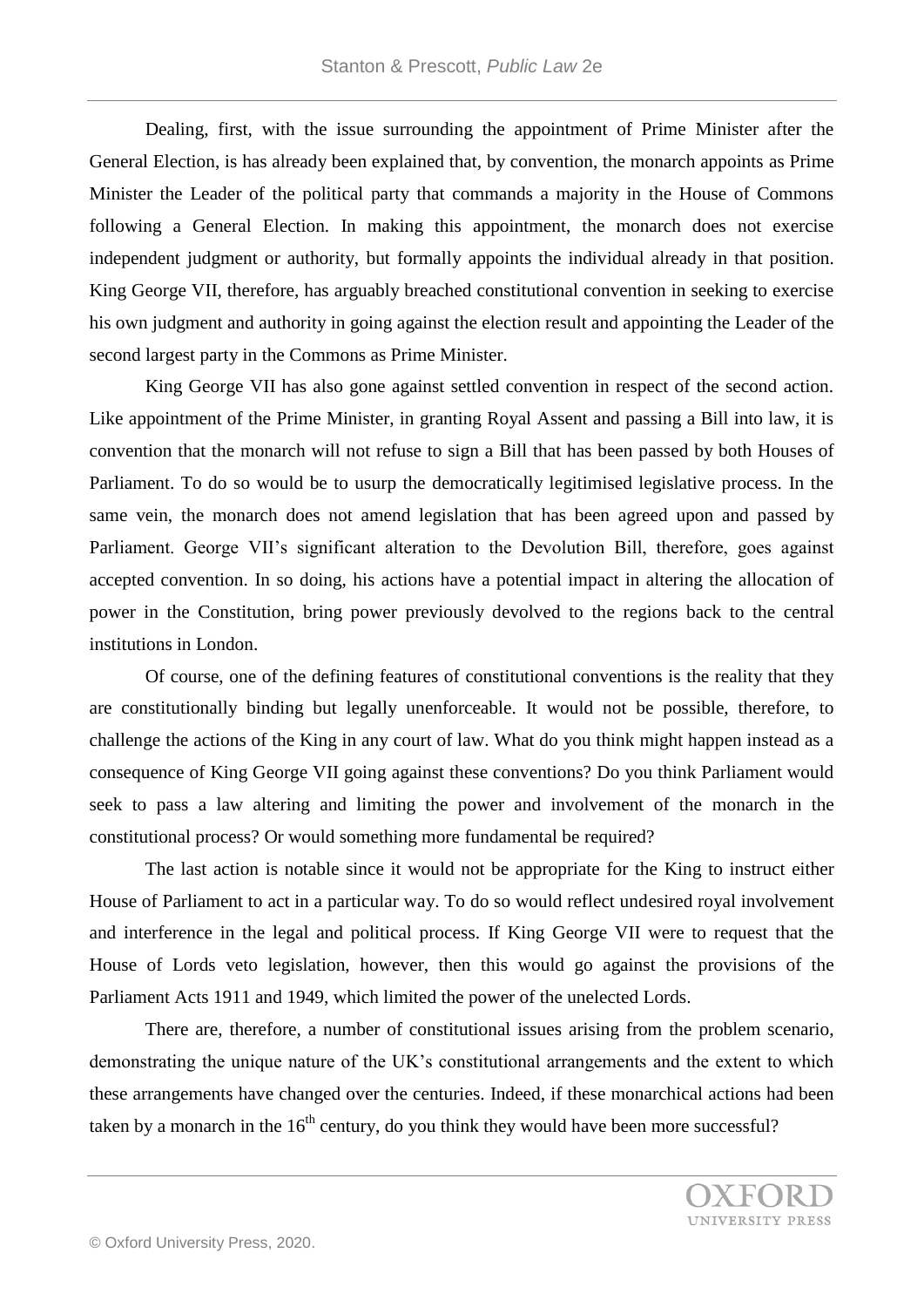Dealing, first, with the issue surrounding the appointment of Prime Minister after the General Election, is has already been explained that, by convention, the monarch appoints as Prime Minister the Leader of the political party that commands a majority in the House of Commons following a General Election. In making this appointment, the monarch does not exercise independent judgment or authority, but formally appoints the individual already in that position. King George VII, therefore, has arguably breached constitutional convention in seeking to exercise his own judgment and authority in going against the election result and appointing the Leader of the second largest party in the Commons as Prime Minister.

King George VII has also gone against settled convention in respect of the second action. Like appointment of the Prime Minister, in granting Royal Assent and passing a Bill into law, it is convention that the monarch will not refuse to sign a Bill that has been passed by both Houses of Parliament. To do so would be to usurp the democratically legitimised legislative process. In the same vein, the monarch does not amend legislation that has been agreed upon and passed by Parliament. George VII's significant alteration to the Devolution Bill, therefore, goes against accepted convention. In so doing, his actions have a potential impact in altering the allocation of power in the Constitution, bring power previously devolved to the regions back to the central institutions in London.

Of course, one of the defining features of constitutional conventions is the reality that they are constitutionally binding but legally unenforceable. It would not be possible, therefore, to challenge the actions of the King in any court of law. What do you think might happen instead as a consequence of King George VII going against these conventions? Do you think Parliament would seek to pass a law altering and limiting the power and involvement of the monarch in the constitutional process? Or would something more fundamental be required?

The last action is notable since it would not be appropriate for the King to instruct either House of Parliament to act in a particular way. To do so would reflect undesired royal involvement and interference in the legal and political process. If King George VII were to request that the House of Lords veto legislation, however, then this would go against the provisions of the Parliament Acts 1911 and 1949, which limited the power of the unelected Lords.

There are, therefore, a number of constitutional issues arising from the problem scenario, demonstrating the unique nature of the UK's constitutional arrangements and the extent to which these arrangements have changed over the centuries. Indeed, if these monarchical actions had been taken by a monarch in the 16th century, do you think they would have been more successful?